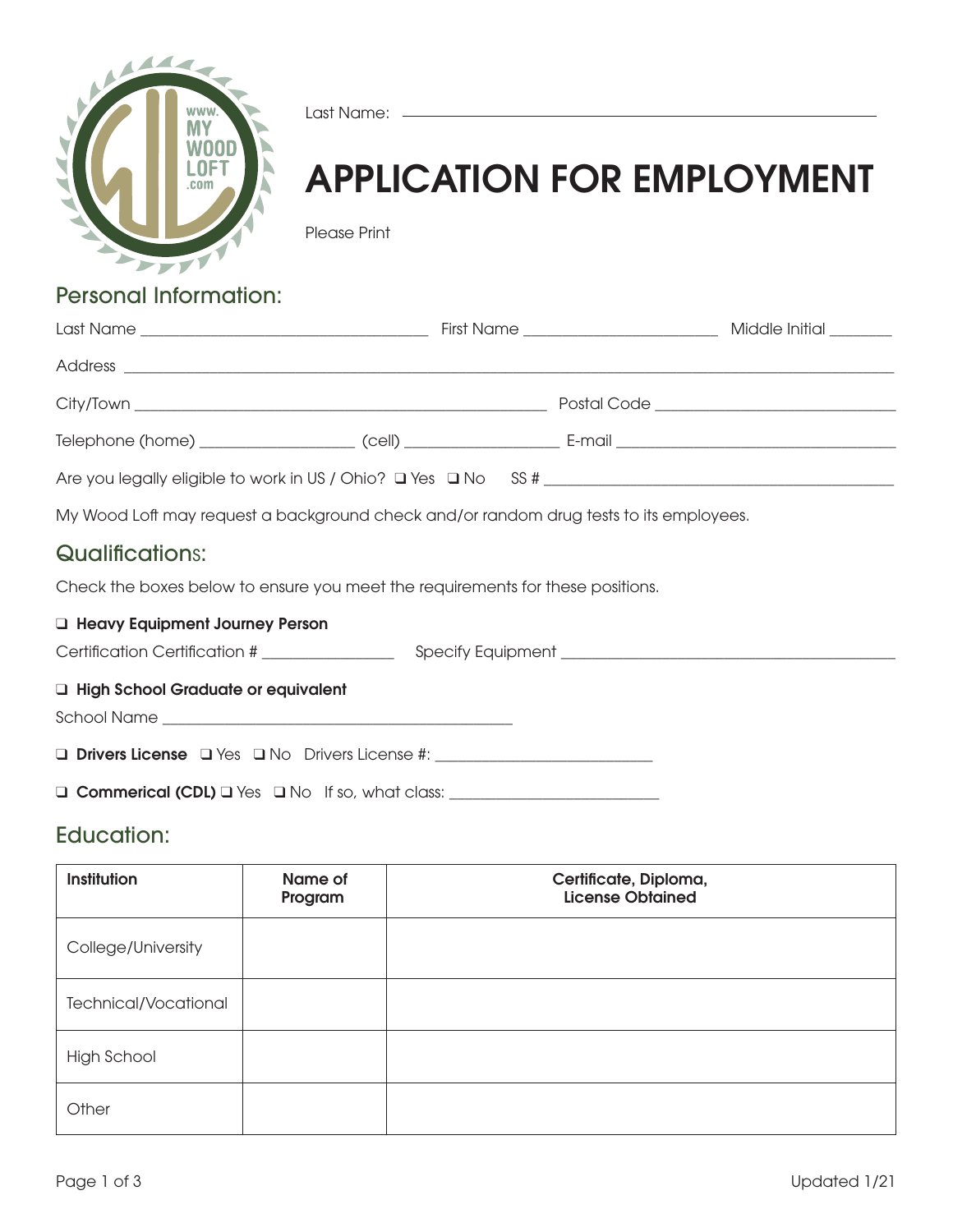Last Name: ______________________________

# APPLICATION FOR EMPLOYMENT

Please Print

## Personal Information:

Last Name ______________________ First Name ______________________ Middle Initial ________

Address ____________________________________________________________

City/Town ______________________________ Postal Code ______________________

Telephone (home) ________________ (cell) ________________ E-mail ______________________

Are you legally eligible to work in US / Ohio? ❑ Yes ❑ No SS # ______________________

My Wood Loft may request a background check and/or random drug tests to its employees.

## Qualifications:

Check the boxes below to ensure you meet the requirements for these positions.

❑ **Heavy Equipment Journey Person**

Certification Certification # ______________ Specify Equipment ______________________

❑ **High School Graduate or equivalent**

School Name ______________________________

❑ **Drivers License** ❑ Yes ❑ No Drivers License #: ______________________

❑ **Commerical (CDL)** ❑ Yes ❑ No If so, what class: ______________________

## Education:

| **Institution** | **Name of Program** | **Certificate, Diploma, License Obtained** |
|---|---|---|
| College/University | | |
| Technical/Vocational | | |
| High School | | |
| Other | | |

Updated 1/21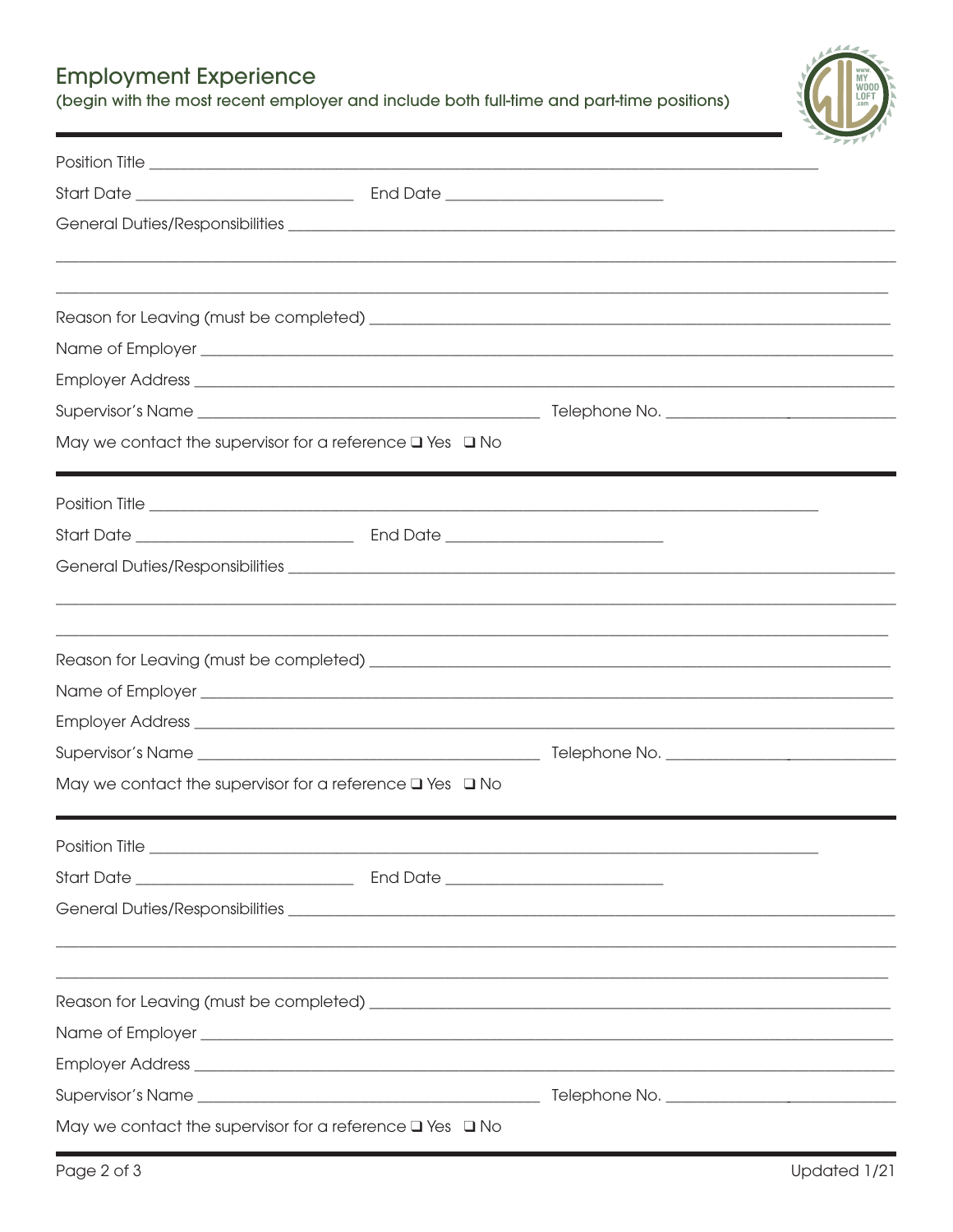## Employment Experience

(begin with the most recent employer and include both full-time and part-time positions)

---

Position Title ____________________________________________

Start Date ____________________ End Date ____________________

General Duties/Responsibilities ____________________________________________

____________________________________________

____________________________________________

Reason for Leaving (must be completed) ____________________________________________

Name of Employer ____________________________________________

Employer Address ____________________________________________

Supervisor's Name ______________________________ Telephone No. ____________________

May we contact the supervisor for a reference ❑ Yes ❑ No

---

Position Title ____________________________________________

Start Date ____________________ End Date ____________________

General Duties/Responsibilities ____________________________________________

____________________________________________

____________________________________________

Reason for Leaving (must be completed) ____________________________________________

Name of Employer ____________________________________________

Employer Address ____________________________________________

Supervisor's Name ______________________________ Telephone No. ____________________

May we contact the supervisor for a reference ❑ Yes ❑ No

---

Position Title ____________________________________________

Start Date ____________________ End Date ____________________

General Duties/Responsibilities ____________________________________________

____________________________________________

____________________________________________

Reason for Leaving (must be completed) ____________________________________________

Name of Employer ____________________________________________

Employer Address ____________________________________________

Supervisor's Name ______________________________ Telephone No. ____________________

May we contact the supervisor for a reference ❑ Yes ❑ No

---

Updated 1/21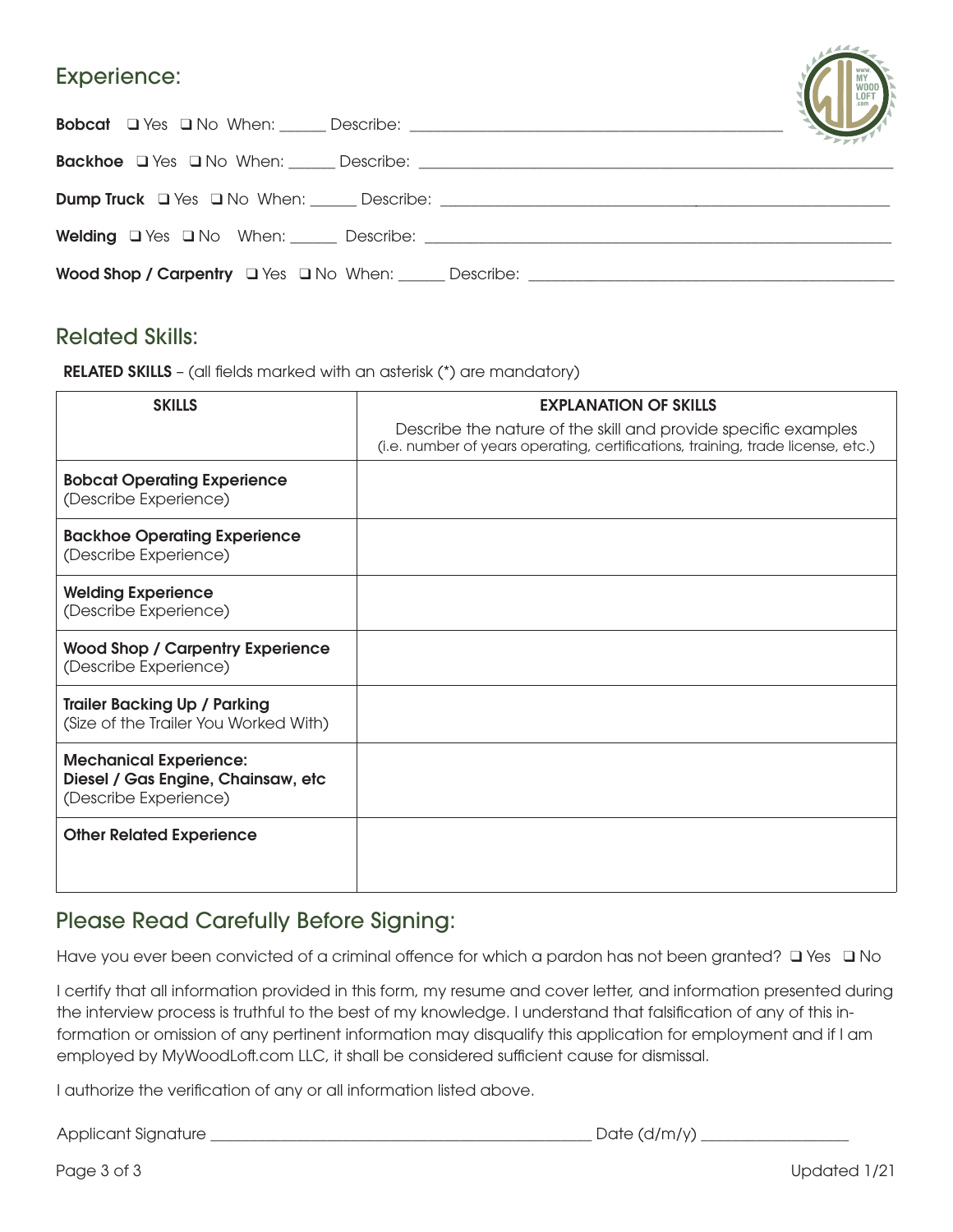## Experience:

**Bobcat** ❑ Yes ❑ No When: ______ Describe: ______________________________________________

**Backhoe** ❑ Yes ❑ No When: ______ Describe: ______________________________________________

**Dump Truck** ❑ Yes ❑ No When: ______ Describe: ______________________________________________

**Welding** ❑ Yes ❑ No When: ______ Describe: ______________________________________________

**Wood Shop / Carpentry** ❑ Yes ❑ No When: ______ Describe: ______________________________________________

## Related Skills:

**RELATED SKILLS** – (all fields marked with an asterisk (*) are mandatory)

| SKILLS | EXPLANATION OF SKILLS<br>Describe the nature of the skill and provide specific examples (i.e. number of years operating, certifications, training, trade license, etc.) |
|---|---|
| **Bobcat Operating Experience** (Describe Experience) | |
| **Backhoe Operating Experience** (Describe Experience) | |
| **Welding Experience** (Describe Experience) | |
| **Wood Shop / Carpentry Experience** (Describe Experience) | |
| **Trailer Backing Up / Parking** (Size of the Trailer You Worked With) | |
| **Mechanical Experience: Diesel / Gas Engine, Chainsaw, etc** (Describe Experience) | |
| **Other Related Experience** | |

## Please Read Carefully Before Signing:

Have you ever been convicted of a criminal offence for which a pardon has not been granted? ❑ Yes ❑ No

I certify that all information provided in this form, my resume and cover letter, and information presented during the interview process is truthful to the best of my knowledge. I understand that falsification of any of this information or omission of any pertinent information may disqualify this application for employment and if I am employed by MyWoodLoft.com LLC, it shall be considered sufficient cause for dismissal.

I authorize the verification of any or all information listed above.

Applicant Signature ______________________________________________ Date (d/m/y) ____________________

Updated 1/21